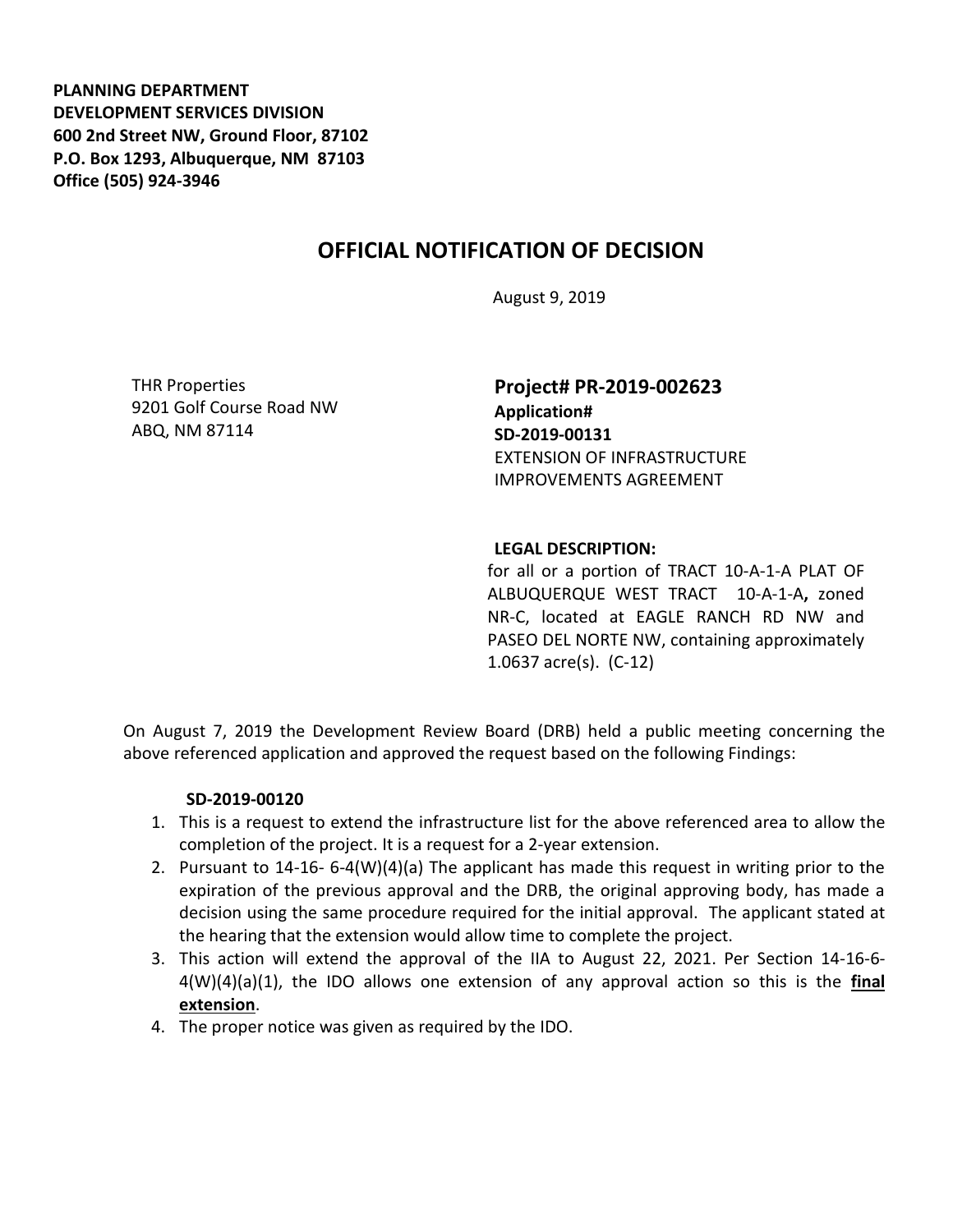**PLANNING DEPARTMENT**
**DEVELOPMENT SERVICES DIVISION**
**600 2nd Street NW, Ground Floor, 87102**
**P.O. Box 1293, Albuquerque, NM 87103**
**Office (505) 924-3946**

# OFFICIAL NOTIFICATION OF DECISION

August 9, 2019

THR Properties
9201 Golf Course Road NW
ABQ, NM 87114

**Project# PR-2019-002623**
**Application#**
**SD-2019-00131**
EXTENSION OF INFRASTRUCTURE IMPROVEMENTS AGREEMENT

**LEGAL DESCRIPTION:**
for all or a portion of TRACT 10-A-1-A PLAT OF ALBUQUERQUE WEST TRACT 10-A-1-A**,** zoned NR-C, located at EAGLE RANCH RD NW and PASEO DEL NORTE NW, containing approximately 1.0637 acre(s). (C-12)

On August 7, 2019 the Development Review Board (DRB) held a public meeting concerning the above referenced application and approved the request based on the following Findings:

**SD-2019-00120**

1. This is a request to extend the infrastructure list for the above referenced area to allow the completion of the project. It is a request for a 2-year extension.
2. Pursuant to 14-16- 6-4(W)(4)(a) The applicant has made this request in writing prior to the expiration of the previous approval and the DRB, the original approving body, has made a decision using the same procedure required for the initial approval. The applicant stated at the hearing that the extension would allow time to complete the project.
3. This action will extend the approval of the IIA to August 22, 2021. Per Section 14-16-6-4(W)(4)(a)(1), the IDO allows one extension of any approval action so this is the **final extension**.
4. The proper notice was given as required by the IDO.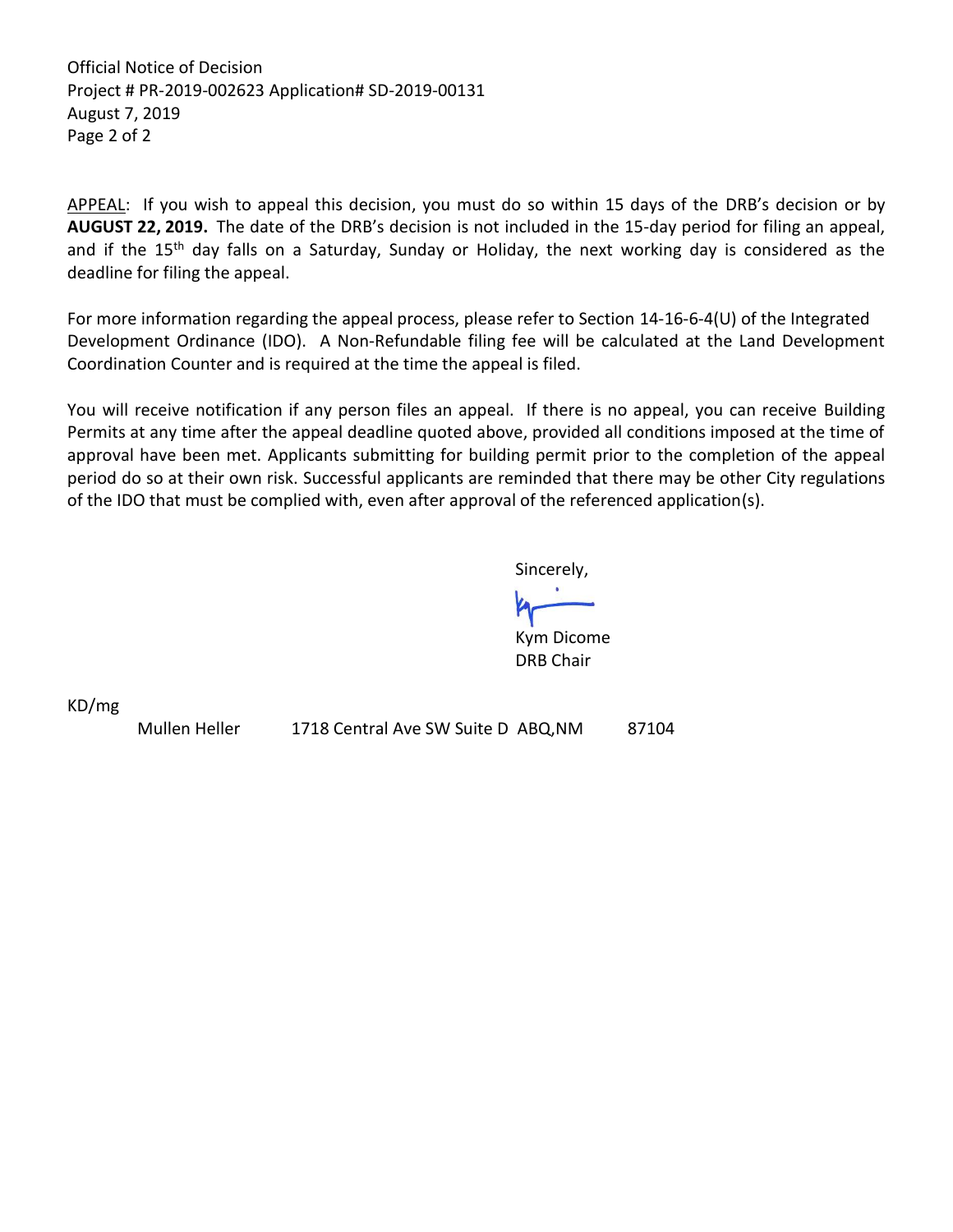Official Notice of Decision
Project # PR-2019-002623 Application# SD-2019-00131
August 7, 2019

APPEAL: If you wish to appeal this decision, you must do so within 15 days of the DRB's decision or by **AUGUST 22, 2019.** The date of the DRB's decision is not included in the 15-day period for filing an appeal, and if the 15th day falls on a Saturday, Sunday or Holiday, the next working day is considered as the deadline for filing the appeal.

For more information regarding the appeal process, please refer to Section 14-16-6-4(U) of the Integrated Development Ordinance (IDO). A Non-Refundable filing fee will be calculated at the Land Development Coordination Counter and is required at the time the appeal is filed.

You will receive notification if any person files an appeal. If there is no appeal, you can receive Building Permits at any time after the appeal deadline quoted above, provided all conditions imposed at the time of approval have been met. Applicants submitting for building permit prior to the completion of the appeal period do so at their own risk. Successful applicants are reminded that there may be other City regulations of the IDO that must be complied with, even after approval of the referenced application(s).

Sincerely,

Kym Dicome
DRB Chair

KD/mg

Mullen Heller 1718 Central Ave SW Suite D ABQ,NM 87104